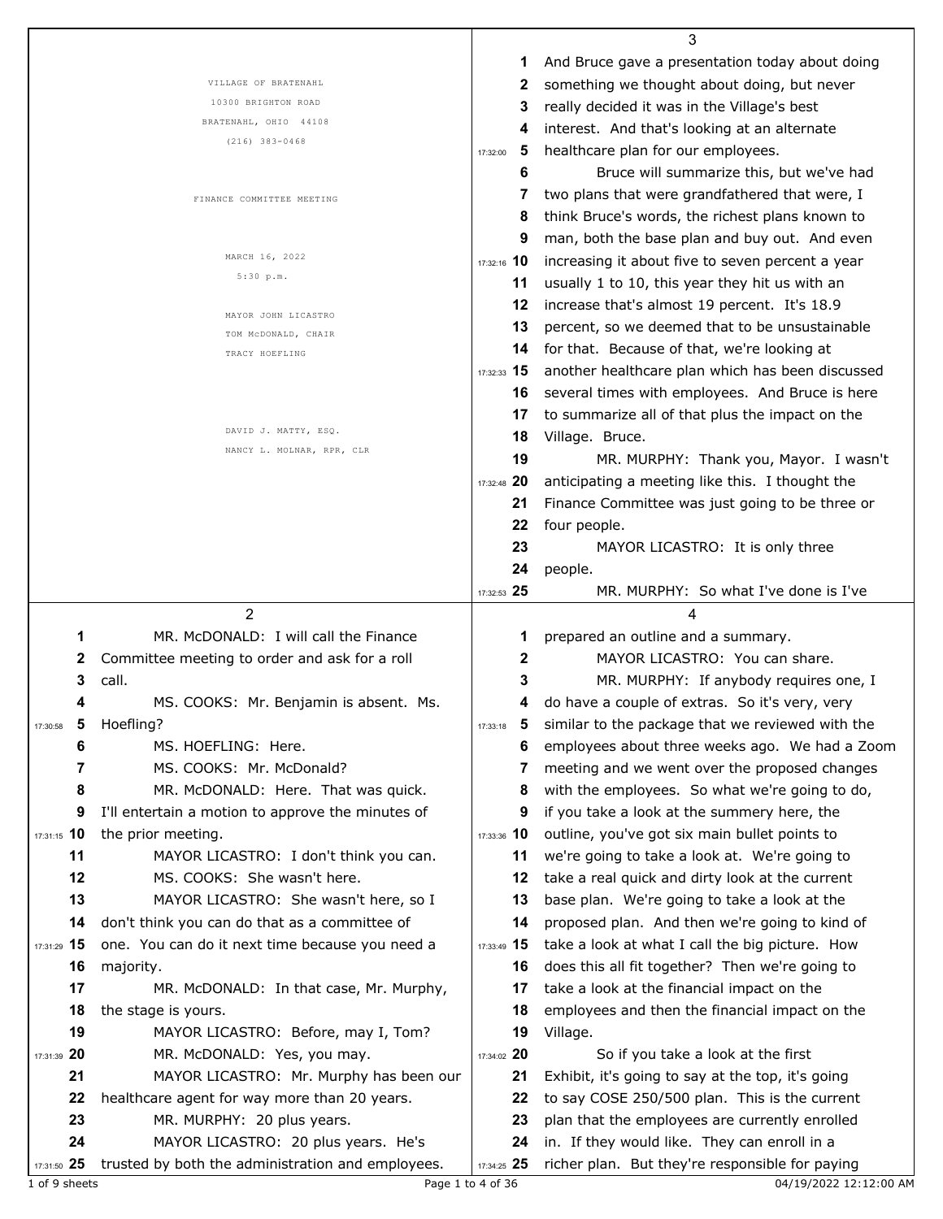VILLAGE OF BRATENAHL

10300 BRIGHTON ROAD

BRATENAHL, OHIO 44108

(216) 383-0468

FINANCE COMMITTEE MEETING

MARCH 16, 2022

5:30 p.m.

MAYOR JOHN LICASTRO

TOM McDONALD, CHAIR

TRACY HOEFLING

DAVID J. MATTY, ESQ.

NANCY L. MOLNAR, RPR, CLR

---

MR. McDONALD: I will call the Finance Committee meeting to order and ask for a roll call.

MS. COOKS: Mr. Benjamin is absent. Ms. Hoefling?

MS. HOEFLING: Here.

MS. COOKS: Mr. McDonald?

MR. McDONALD: Here. That was quick. I'll entertain a motion to approve the minutes of the prior meeting.

MAYOR LICASTRO: I don't think you can.

MS. COOKS: She wasn't here.

MAYOR LICASTRO: She wasn't here, so I don't think you can do that as a committee of one. You can do it next time because you need a majority.

MR. McDONALD: In that case, Mr. Murphy, the stage is yours.

MAYOR LICASTRO: Before, may I, Tom?

MR. McDONALD: Yes, you may.

MAYOR LICASTRO: Mr. Murphy has been our healthcare agent for way more than 20 years.

MR. MURPHY: 20 plus years.

MAYOR LICASTRO: 20 plus years. He's trusted by both the administration and employees. And Bruce gave a presentation today about doing something we thought about doing, but never really decided it was in the Village's best interest. And that's looking at an alternate healthcare plan for our employees.

Bruce will summarize this, but we've had two plans that were grandfathered that were, I think Bruce's words, the richest plans known to man, both the base plan and buy out. And even increasing it about five to seven percent a year usually 1 to 10, this year they hit us with an increase that's almost 19 percent. It's 18.9 percent, so we deemed that to be unsustainable for that. Because of that, we're looking at another healthcare plan which has been discussed several times with employees. And Bruce is here to summarize all of that plus the impact on the Village. Bruce.

MR. MURPHY: Thank you, Mayor. I wasn't anticipating a meeting like this. I thought the Finance Committee was just going to be three or four people.

MAYOR LICASTRO: It is only three people.

MR. MURPHY: So what I've done is I've prepared an outline and a summary.

MAYOR LICASTRO: You can share.

MR. MURPHY: If anybody requires one, I do have a couple of extras. So it's very, very similar to the package that we reviewed with the employees about three weeks ago. We had a Zoom meeting and we went over the proposed changes with the employees. So what we're going to do, if you take a look at the summery here, the outline, you've got six main bullet points to we're going to take a look at. We're going to take a real quick and dirty look at the current base plan. We're going to take a look at the proposed plan. And then we're going to kind of take a look at what I call the big picture. How does this all fit together? Then we're going to take a look at the financial impact on the employees and then the financial impact on the Village.

So if you take a look at the first Exhibit, it's going to say at the top, it's going to say COSE 250/500 plan. This is the current plan that the employees are currently enrolled in. If they would like. They can enroll in a richer plan. But they're responsible for paying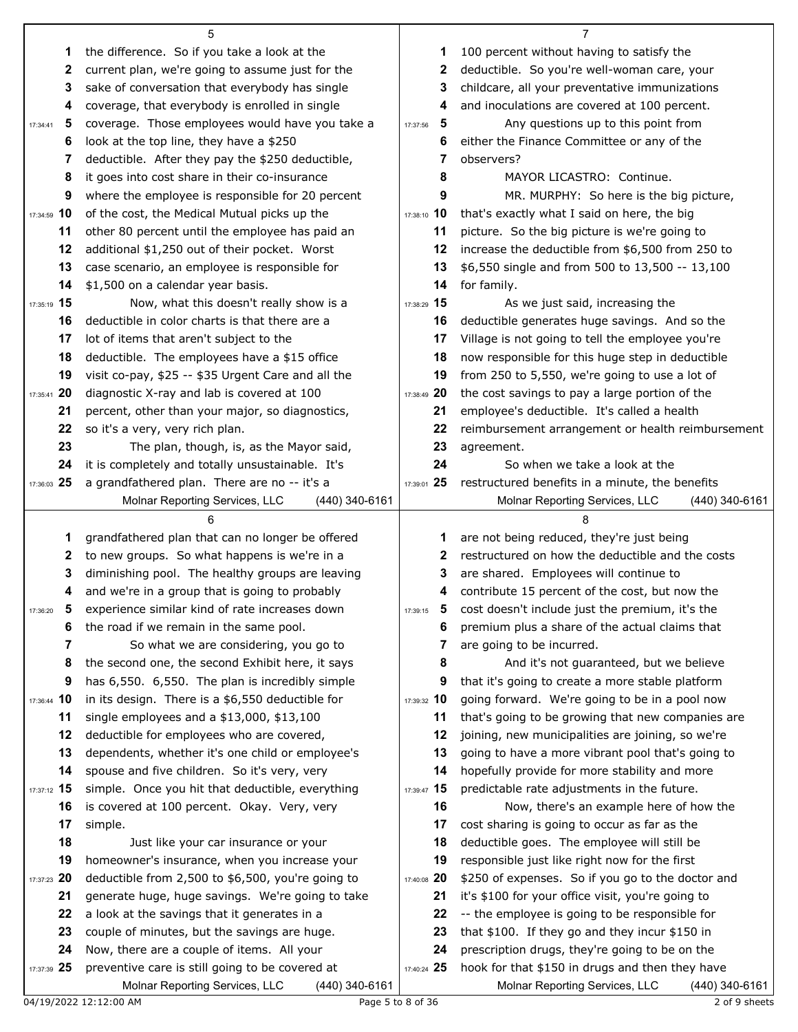5

the difference. So if you take a look at the current plan, we're going to assume just for the sake of conversation that everybody has single coverage, that everybody is enrolled in single coverage. Those employees would have you take a look at the top line, they have a $250 deductible. After they pay the $250 deductible, it goes into cost share in their co-insurance where the employee is responsible for 20 percent of the cost, the Medical Mutual picks up the other 80 percent until the employee has paid an additional $1,250 out of their pocket. Worst case scenario, an employee is responsible for $1,500 on a calendar year basis.

Now, what this doesn't really show is a deductible in color charts is that there are a lot of items that aren't subject to the deductible. The employees have a $15 office visit co-pay, $25 -- $35 Urgent Care and all the diagnostic X-ray and lab is covered at 100 percent, other than your major, so diagnostics, so it's a very, very rich plan.

The plan, though, is, as the Mayor said, it is completely and totally unsustainable. It's a grandfathered plan. There are no -- it's a

6

grandfathered plan that can no longer be offered to new groups. So what happens is we're in a diminishing pool. The healthy groups are leaving and we're in a group that is going to probably experience similar kind of rate increases down the road if we remain in the same pool.

So what we are considering, you go to the second one, the second Exhibit here, it says has 6,550. 6,550. The plan is incredibly simple in its design. There is a $6,550 deductible for single employees and a $13,000, $13,100 deductible for employees who are covered, dependents, whether it's one child or employee's spouse and five children. So it's very, very simple. Once you hit that deductible, everything is covered at 100 percent. Okay. Very, very simple.

Just like your car insurance or your homeowner's insurance, when you increase your deductible from 2,500 to $6,500, you're going to generate huge, huge savings. We're going to take a look at the savings that it generates in a couple of minutes, but the savings are huge. Now, there are a couple of items. All your preventive care is still going to be covered at

7

100 percent without having to satisfy the deductible. So you're well-woman care, your childcare, all your preventative immunizations and inoculations are covered at 100 percent.

Any questions up to this point from either the Finance Committee or any of the observers?

MAYOR LICASTRO: Continue.

MR. MURPHY: So here is the big picture, that's exactly what I said on here, the big picture. So the big picture is we're going to increase the deductible from $6,500 from 250 to $6,550 single and from 500 to 13,500 -- 13,100 for family.

As we just said, increasing the deductible generates huge savings. And so the Village is not going to tell the employee you're now responsible for this huge step in deductible from 250 to 5,550, we're going to use a lot of the cost savings to pay a large portion of the employee's deductible. It's called a health reimbursement arrangement or health reimbursement agreement.

So when we take a look at the restructured benefits in a minute, the benefits

8

are not being reduced, they're just being restructured on how the deductible and the costs are shared. Employees will continue to contribute 15 percent of the cost, but now the cost doesn't include just the premium, it's the premium plus a share of the actual claims that are going to be incurred.

And it's not guaranteed, but we believe that it's going to create a more stable platform going forward. We're going to be in a pool now that's going to be growing that new companies are joining, new municipalities are joining, so we're going to have a more vibrant pool that's going to hopefully provide for more stability and more predictable rate adjustments in the future.

Now, there's an example here of how the cost sharing is going to occur as far as the deductible goes. The employee will still be responsible just like right now for the first $250 of expenses. So if you go to the doctor and it's $100 for your office visit, you're going to -- the employee is going to be responsible for that $100. If they go and they incur $150 in prescription drugs, they're going to be on the hook for that $150 in drugs and then they have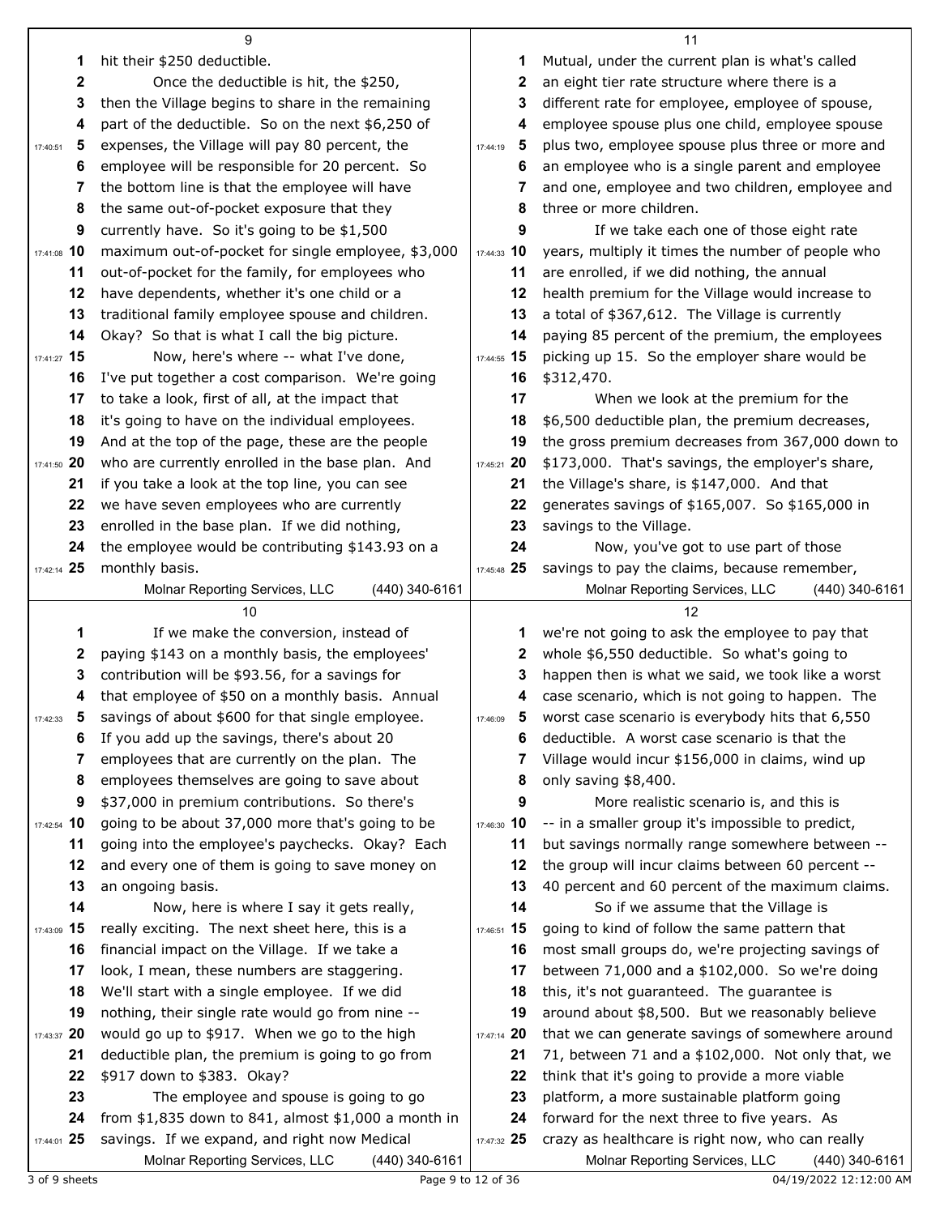hit their $250 deductible.

Once the deductible is hit, the $250, then the Village begins to share in the remaining part of the deductible. So on the next $6,250 of expenses, the Village will pay 80 percent, the employee will be responsible for 20 percent. So the bottom line is that the employee will have the same out-of-pocket exposure that they currently have. So it's going to be $1,500 maximum out-of-pocket for single employee, $3,000 out-of-pocket for the family, for employees who have dependents, whether it's one child or a traditional family employee spouse and children. Okay? So that is what I call the big picture.

Now, here's where -- what I've done, I've put together a cost comparison. We're going to take a look, first of all, at the impact that it's going to have on the individual employees. And at the top of the page, these are the people who are currently enrolled in the base plan. And if you take a look at the top line, you can see we have seven employees who are currently enrolled in the base plan. If we did nothing, the employee would be contributing $143.93 on a monthly basis.

If we make the conversion, instead of paying $143 on a monthly basis, the employees' contribution will be $93.56, for a savings for that employee of $50 on a monthly basis. Annual savings of about $600 for that single employee. If you add up the savings, there's about 20 employees that are currently on the plan. The employees themselves are going to save about $37,000 in premium contributions. So there's going to be about 37,000 more that's going to be going into the employee's paychecks. Okay? Each and every one of them is going to save money on an ongoing basis.

Now, here is where I say it gets really, really exciting. The next sheet here, this is a financial impact on the Village. If we take a look, I mean, these numbers are staggering. We'll start with a single employee. If we did nothing, their single rate would go from nine -- would go up to $917. When we go to the high deductible plan, the premium is going to go from $917 down to $383. Okay?

The employee and spouse is going to go from $1,835 down to 841, almost $1,000 a month in savings. If we expand, and right now Medical Mutual, under the current plan is what's called an eight tier rate structure where there is a different rate for employee, employee of spouse, employee spouse plus one child, employee spouse plus two, employee spouse plus three or more and an employee who is a single parent and employee and one, employee and two children, employee and three or more children.

If we take each one of those eight rate years, multiply it times the number of people who are enrolled, if we did nothing, the annual health premium for the Village would increase to a total of $367,612. The Village is currently paying 85 percent of the premium, the employees picking up 15. So the employer share would be $312,470.

When we look at the premium for the $6,500 deductible plan, the premium decreases, the gross premium decreases from 367,000 down to $173,000. That's savings, the employer's share, the Village's share, is $147,000. And that generates savings of $165,007. So $165,000 in savings to the Village.

Now, you've got to use part of those savings to pay the claims, because remember, we're not going to ask the employee to pay that whole $6,550 deductible. So what's going to happen then is what we said, we took like a worst case scenario, which is not going to happen. The worst case scenario is everybody hits that 6,550 deductible. A worst case scenario is that the Village would incur $156,000 in claims, wind up only saving $8,400.

More realistic scenario is, and this is -- in a smaller group it's impossible to predict, but savings normally range somewhere between -- the group will incur claims between 60 percent -- 40 percent and 60 percent of the maximum claims.

So if we assume that the Village is going to kind of follow the same pattern that most small groups do, we're projecting savings of between 71,000 and a $102,000. So we're doing this, it's not guaranteed. The guarantee is around about $8,500. But we reasonably believe that we can generate savings of somewhere around 71, between 71 and a $102,000. Not only that, we think that it's going to provide a more viable platform, a more sustainable platform going forward for the next three to five years. As crazy as healthcare is right now, who can really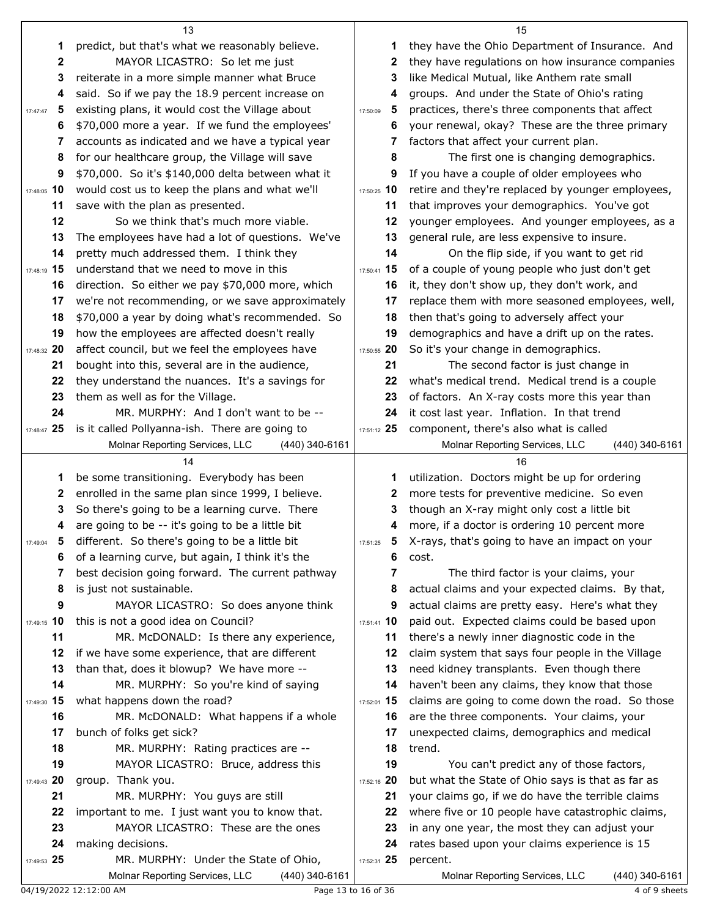predict, but that's what we reasonably believe.

MAYOR LICASTRO: So let me just reiterate in a more simple manner what Bruce said. So if we pay the 18.9 percent increase on existing plans, it would cost the Village about $70,000 more a year. If we fund the employees' accounts as indicated and we have a typical year for our healthcare group, the Village will save $70,000. So it's $140,000 delta between what it would cost us to keep the plans and what we'll save with the plan as presented.

So we think that's much more viable. The employees have had a lot of questions. We've pretty much addressed them. I think they understand that we need to move in this direction. So either we pay $70,000 more, which we're not recommending, or we save approximately $70,000 a year by doing what's recommended. So how the employees are affected doesn't really affect council, but we feel the employees have bought into this, several are in the audience, they understand the nuances. It's a savings for them as well as for the Village.

MR. MURPHY: And I don't want to be -- is it called Pollyanna-ish. There are going to be some transitioning. Everybody has been enrolled in the same plan since 1999, I believe. So there's going to be a learning curve. There are going to be -- it's going to be a little bit different. So there's going to be a little bit of a learning curve, but again, I think it's the best decision going forward. The current pathway is just not sustainable.

MAYOR LICASTRO: So does anyone think this is not a good idea on Council?

MR. McDONALD: Is there any experience, if we have some experience, that are different than that, does it blowup? We have more --

MR. MURPHY: So you're kind of saying what happens down the road?

MR. McDONALD: What happens if a whole bunch of folks get sick?

MR. MURPHY: Rating practices are --

MAYOR LICASTRO: Bruce, address this group. Thank you.

MR. MURPHY: You guys are still important to me. I just want you to know that.

MAYOR LICASTRO: These are the ones making decisions.

MR. MURPHY: Under the State of Ohio, they have the Ohio Department of Insurance. And they have regulations on how insurance companies like Medical Mutual, like Anthem rate small groups. And under the State of Ohio's rating practices, there's three components that affect your renewal, okay? These are the three primary factors that affect your current plan.

The first one is changing demographics. If you have a couple of older employees who retire and they're replaced by younger employees, that improves your demographics. You've got younger employees. And younger employees, as a general rule, are less expensive to insure.

On the flip side, if you want to get rid of a couple of young people who just don't get it, they don't show up, they don't work, and replace them with more seasoned employees, well, then that's going to adversely affect your demographics and have a drift up on the rates. So it's your change in demographics.

The second factor is just change in what's medical trend. Medical trend is a couple of factors. An X-ray costs more this year than it cost last year. Inflation. In that trend component, there's also what is called utilization. Doctors might be up for ordering more tests for preventive medicine. So even though an X-ray might only cost a little bit more, if a doctor is ordering 10 percent more X-rays, that's going to have an impact on your cost.

The third factor is your claims, your actual claims and your expected claims. By that, actual claims are pretty easy. Here's what they paid out. Expected claims could be based upon there's a newly inner diagnostic code in the claim system that says four people in the Village need kidney transplants. Even though there haven't been any claims, they know that those claims are going to come down the road. So those are the three components. Your claims, your unexpected claims, demographics and medical trend.

You can't predict any of those factors, but what the State of Ohio says is that as far as your claims go, if we do have the terrible claims where five or 10 people have catastrophic claims, in any one year, the most they can adjust your rates based upon your claims experience is 15 percent.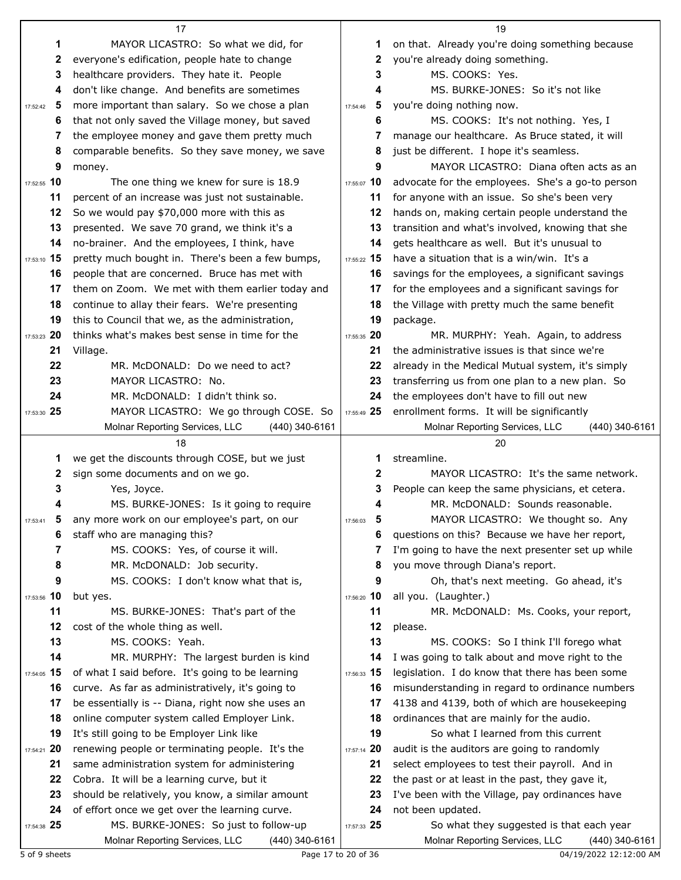MAYOR LICASTRO: So what we did, for everyone's edification, people hate to change healthcare providers. They hate it. People don't like change. And benefits are sometimes more important than salary. So we chose a plan that not only saved the Village money, but saved the employee money and gave them pretty much comparable benefits. So they save money, we save money.

The one thing we knew for sure is 18.9 percent of an increase was just not sustainable. So we would pay $70,000 more with this as presented. We save 70 grand, we think it's a no-brainer. And the employees, I think, have pretty much bought in. There's been a few bumps, people that are concerned. Bruce has met with them on Zoom. We met with them earlier today and continue to allay their fears. We're presenting this to Council that we, as the administration, thinks what's makes best sense in time for the Village.

MR. McDONALD: Do we need to act?

MAYOR LICASTRO: No.

MR. McDONALD: I didn't think so.

MAYOR LICASTRO: We go through COSE. So we get the discounts through COSE, but we just sign some documents and on we go.

Yes, Joyce.

MS. BURKE-JONES: Is it going to require any more work on our employee's part, on our staff who are managing this?

MS. COOKS: Yes, of course it will.

MR. McDONALD: Job security.

MS. COOKS: I don't know what that is, but yes.

MS. BURKE-JONES: That's part of the cost of the whole thing as well.

MS. COOKS: Yeah.

MR. MURPHY: The largest burden is kind of what I said before. It's going to be learning curve. As far as administratively, it's going to be essentially is -- Diana, right now she uses an online computer system called Employer Link. It's still going to be Employer Link like renewing people or terminating people. It's the same administration system for administering Cobra. It will be a learning curve, but it should be relatively, you know, a similar amount of effort once we get over the learning curve.

MS. BURKE-JONES: So just to follow-up on that. Already you're doing something because you're already doing something.

MS. COOKS: Yes.

MS. BURKE-JONES: So it's not like you're doing nothing now.

MS. COOKS: It's not nothing. Yes, I manage our healthcare. As Bruce stated, it will just be different. I hope it's seamless.

MAYOR LICASTRO: Diana often acts as an advocate for the employees. She's a go-to person for anyone with an issue. So she's been very hands on, making certain people understand the transition and what's involved, knowing that she gets healthcare as well. But it's unusual to have a situation that is a win/win. It's a savings for the employees, a significant savings for the employees and a significant savings for the Village with pretty much the same benefit package.

MR. MURPHY: Yeah. Again, to address the administrative issues is that since we're already in the Medical Mutual system, it's simply transferring us from one plan to a new plan. So the employees don't have to fill out new enrollment forms. It will be significantly streamline.

MAYOR LICASTRO: It's the same network. People can keep the same physicians, et cetera.

MR. McDONALD: Sounds reasonable.

MAYOR LICASTRO: We thought so. Any questions on this? Because we have her report, I'm going to have the next presenter set up while you move through Diana's report.

Oh, that's next meeting. Go ahead, it's all you. (Laughter.)

MR. McDONALD: Ms. Cooks, your report, please.

MS. COOKS: So I think I'll forego what I was going to talk about and move right to the legislation. I do know that there has been some misunderstanding in regard to ordinance numbers 4138 and 4139, both of which are housekeeping ordinances that are mainly for the audio.

So what I learned from this current audit is the auditors are going to randomly select employees to test their payroll. And in the past or at least in the past, they gave it, I've been with the Village, pay ordinances have not been updated.

So what they suggested is that each year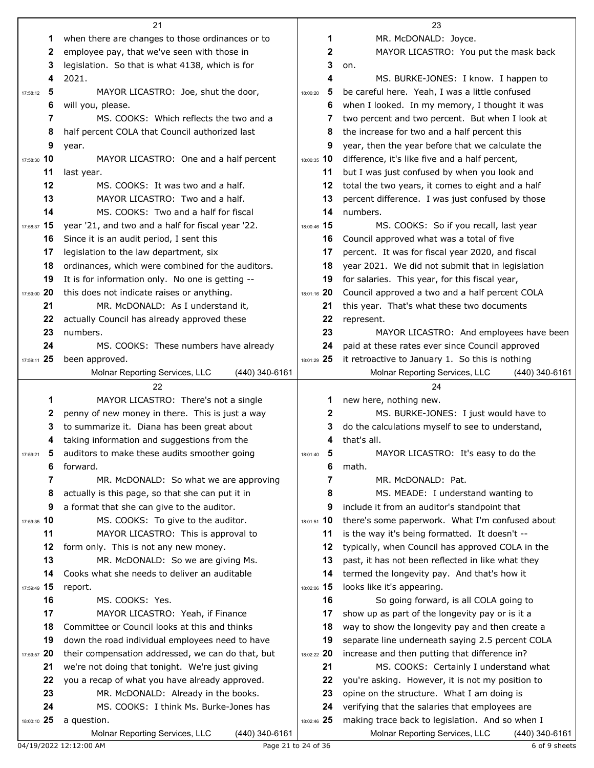when there are changes to those ordinances or to employee pay, that we've seen with those in legislation. So that is what 4138, which is for 2021.

MAYOR LICASTRO: Joe, shut the door, will you, please.

MS. COOKS: Which reflects the two and a half percent COLA that Council authorized last year.

MAYOR LICASTRO: One and a half percent last year.

MS. COOKS: It was two and a half.

MAYOR LICASTRO: Two and a half.

MS. COOKS: Two and a half for fiscal year '21, and two and a half for fiscal year '22. Since it is an audit period, I sent this legislation to the law department, six ordinances, which were combined for the auditors. It is for information only. No one is getting -- this does not indicate raises or anything.

MR. McDONALD: As I understand it, actually Council has already approved these numbers.

MS. COOKS: These numbers have already been approved.

MAYOR LICASTRO: There's not a single penny of new money in there. This is just a way to summarize it. Diana has been great about taking information and suggestions from the auditors to make these audits smoother going forward.

MR. McDONALD: So what we are approving actually is this page, so that she can put it in a format that she can give to the auditor.

MS. COOKS: To give to the auditor.

MAYOR LICASTRO: This is approval to form only. This is not any new money.

MR. McDONALD: So we are giving Ms. Cooks what she needs to deliver an auditable report.

MS. COOKS: Yes.

MAYOR LICASTRO: Yeah, if Finance Committee or Council looks at this and thinks down the road individual employees need to have their compensation addressed, we can do that, but we're not doing that tonight. We're just giving you a recap of what you have already approved.

MR. McDONALD: Already in the books.

MS. COOKS: I think Ms. Burke-Jones has a question.

MR. McDONALD: Joyce.

MAYOR LICASTRO: You put the mask back on.

MS. BURKE-JONES: I know. I happen to be careful here. Yeah, I was a little confused when I looked. In my memory, I thought it was two percent and two percent. But when I look at the increase for two and a half percent this year, then the year before that we calculate the difference, it's like five and a half percent, but I was just confused by when you look and total the two years, it comes to eight and a half percent difference. I was just confused by those numbers.

MS. COOKS: So if you recall, last year Council approved what was a total of five percent. It was for fiscal year 2020, and fiscal year 2021. We did not submit that in legislation for salaries. This year, for this fiscal year, Council approved a two and a half percent COLA this year. That's what these two documents represent.

MAYOR LICASTRO: And employees have been paid at these rates ever since Council approved it retroactive to January 1. So this is nothing new here, nothing new.

MS. BURKE-JONES: I just would have to do the calculations myself to see to understand, that's all.

MAYOR LICASTRO: It's easy to do the math.

MR. McDONALD: Pat.

MS. MEADE: I understand wanting to include it from an auditor's standpoint that there's some paperwork. What I'm confused about is the way it's being formatted. It doesn't -- typically, when Council has approved COLA in the past, it has not been reflected in like what they termed the longevity pay. And that's how it looks like it's appearing.

So going forward, is all COLA going to show up as part of the longevity pay or is it a way to show the longevity pay and then create a separate line underneath saying 2.5 percent COLA increase and then putting that difference in?

MS. COOKS: Certainly I understand what you're asking. However, it is not my position to opine on the structure. What I am doing is verifying that the salaries that employees are making trace back to legislation. And so when I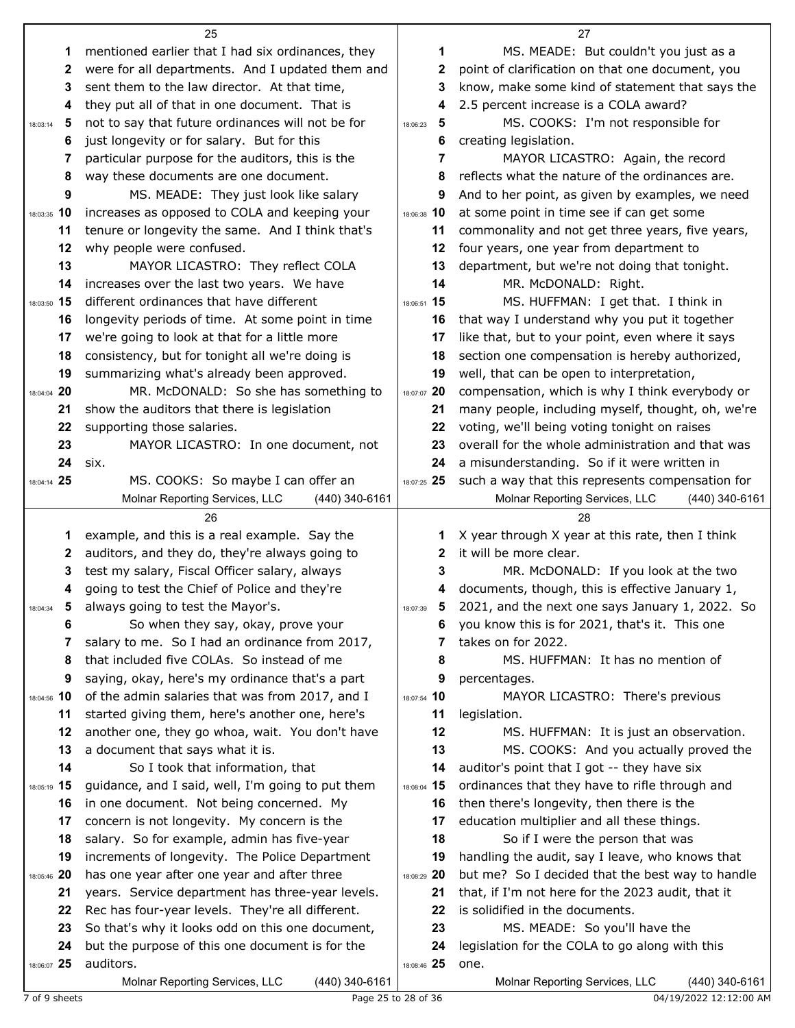mentioned earlier that I had six ordinances, they were for all departments. And I updated them and sent them to the law director. At that time, they put all of that in one document. That is not to say that future ordinances will not be for just longevity or for salary. But for this particular purpose for the auditors, this is the way these documents are one document.

MS. MEADE: They just look like salary increases as opposed to COLA and keeping your tenure or longevity the same. And I think that's why people were confused.

MAYOR LICASTRO: They reflect COLA increases over the last two years. We have different ordinances that have different longevity periods of time. At some point in time we're going to look at that for a little more consistency, but for tonight all we're doing is summarizing what's already been approved.

MR. McDONALD: So she has something to show the auditors that there is legislation supporting those salaries.

MAYOR LICASTRO: In one document, not six.

MS. COOKS: So maybe I can offer an example, and this is a real example. Say the auditors, and they do, they're always going to test my salary, Fiscal Officer salary, always going to test the Chief of Police and they're always going to test the Mayor's.

So when they say, okay, prove your salary to me. So I had an ordinance from 2017, that included five COLAs. So instead of me saying, okay, here's my ordinance that's a part of the admin salaries that was from 2017, and I started giving them, here's another one, here's another one, they go whoa, wait. You don't have a document that says what it is.

So I took that information, that guidance, and I said, well, I'm going to put them in one document. Not being concerned. My concern is not longevity. My concern is the salary. So for example, admin has five-year increments of longevity. The Police Department has one year after one year and after three years. Service department has three-year levels. Rec has four-year levels. They're all different. So that's why it looks odd on this one document, but the purpose of this one document is for the auditors.

MS. MEADE: But couldn't you just as a point of clarification on that one document, you know, make some kind of statement that says the 2.5 percent increase is a COLA award?

MS. COOKS: I'm not responsible for creating legislation.

MAYOR LICASTRO: Again, the record reflects what the nature of the ordinances are. And to her point, as given by examples, we need at some point in time see if can get some commonality and not get three years, five years, four years, one year from department to department, but we're not doing that tonight.

MR. McDONALD: Right.

MS. HUFFMAN: I get that. I think in that way I understand why you put it together like that, but to your point, even where it says section one compensation is hereby authorized, well, that can be open to interpretation, compensation, which is why I think everybody or many people, including myself, thought, oh, we're voting, we'll being voting tonight on raises overall for the whole administration and that was a misunderstanding. So if it were written in such a way that this represents compensation for X year through X year at this rate, then I think it will be more clear.

MR. McDONALD: If you look at the two documents, though, this is effective January 1, 2021, and the next one says January 1, 2022. So you know this is for 2021, that's it. This one takes on for 2022.

MS. HUFFMAN: It has no mention of percentages.

MAYOR LICASTRO: There's previous legislation.

MS. HUFFMAN: It is just an observation.

MS. COOKS: And you actually proved the auditor's point that I got -- they have six ordinances that they have to rifle through and then there's longevity, then there is the education multiplier and all these things.

So if I were the person that was handling the audit, say I leave, who knows that but me? So I decided that the best way to handle that, if I'm not here for the 2023 audit, that it is solidified in the documents.

MS. MEADE: So you'll have the legislation for the COLA to go along with this one.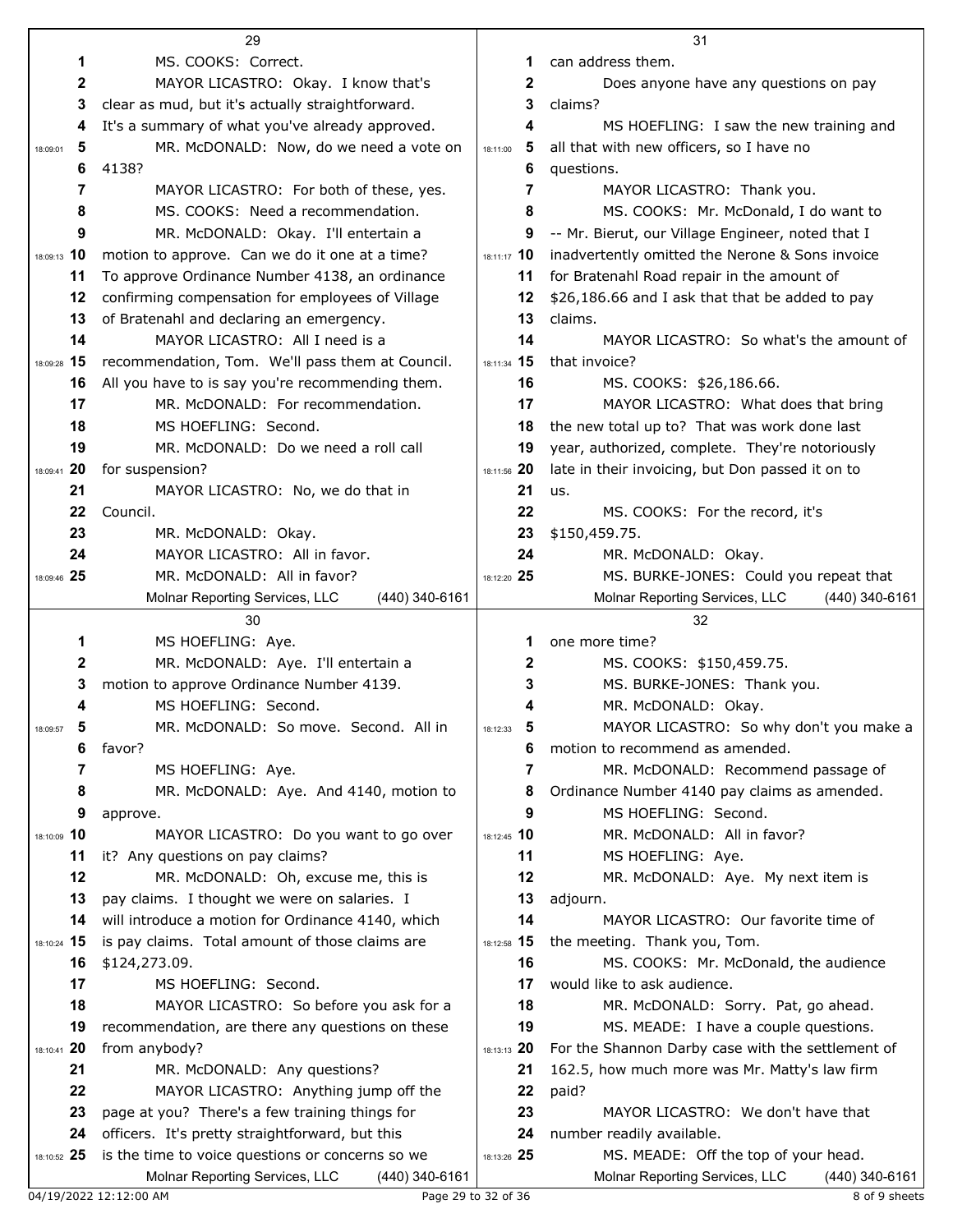MS. COOKS: Correct.

MAYOR LICASTRO: Okay. I know that's clear as mud, but it's actually straightforward. It's a summary of what you've already approved.

MR. McDONALD: Now, do we need a vote on 4138?

MAYOR LICASTRO: For both of these, yes.

MS. COOKS: Need a recommendation.

MR. McDONALD: Okay. I'll entertain a motion to approve. Can we do it one at a time? To approve Ordinance Number 4138, an ordinance confirming compensation for employees of Village of Bratenahl and declaring an emergency.

MAYOR LICASTRO: All I need is a recommendation, Tom. We'll pass them at Council. All you have to is say you're recommending them.

MR. McDONALD: For recommendation.

MS HOEFLING: Second.

MR. McDONALD: Do we need a roll call for suspension?

MAYOR LICASTRO: No, we do that in Council.

MR. McDONALD: Okay.

MAYOR LICASTRO: All in favor.

MR. McDONALD: All in favor?

MS HOEFLING: Aye.

MR. McDONALD: Aye. I'll entertain a motion to approve Ordinance Number 4139.

MS HOEFLING: Second.

MR. McDONALD: So move. Second. All in favor?

MS HOEFLING: Aye.

MR. McDONALD: Aye. And 4140, motion to approve.

MAYOR LICASTRO: Do you want to go over it? Any questions on pay claims?

MR. McDONALD: Oh, excuse me, this is pay claims. I thought we were on salaries. I will introduce a motion for Ordinance 4140, which is pay claims. Total amount of those claims are $124,273.09.

MS HOEFLING: Second.

MAYOR LICASTRO: So before you ask for a recommendation, are there any questions on these from anybody?

MR. McDONALD: Any questions?

MAYOR LICASTRO: Anything jump off the page at you? There's a few training things for officers. It's pretty straightforward, but this is the time to voice questions or concerns so we can address them.

Does anyone have any questions on pay claims?

MS HOEFLING: I saw the new training and all that with new officers, so I have no questions.

MAYOR LICASTRO: Thank you.

MS. COOKS: Mr. McDonald, I do want to -- Mr. Bierut, our Village Engineer, noted that I inadvertently omitted the Nerone & Sons invoice for Bratenahl Road repair in the amount of $26,186.66 and I ask that that be added to pay claims.

MAYOR LICASTRO: So what's the amount of that invoice?

MS. COOKS: $26,186.66.

MAYOR LICASTRO: What does that bring the new total up to? That was work done last year, authorized, complete. They're notoriously late in their invoicing, but Don passed it on to us.

MS. COOKS: For the record, it's $150,459.75.

MR. McDONALD: Okay.

MS. BURKE-JONES: Could you repeat that one more time?

MS. COOKS: $150,459.75.

MS. BURKE-JONES: Thank you.

MR. McDONALD: Okay.

MAYOR LICASTRO: So why don't you make a motion to recommend as amended.

MR. McDONALD: Recommend passage of Ordinance Number 4140 pay claims as amended.

MS HOEFLING: Second.

MR. McDONALD: All in favor?

MS HOEFLING: Aye.

MR. McDONALD: Aye. My next item is adjourn.

MAYOR LICASTRO: Our favorite time of the meeting. Thank you, Tom.

MS. COOKS: Mr. McDonald, the audience would like to ask audience.

MR. McDONALD: Sorry. Pat, go ahead.

MS. MEADE: I have a couple questions. For the Shannon Darby case with the settlement of 162.5, how much more was Mr. Matty's law firm paid?

MAYOR LICASTRO: We don't have that number readily available.

MS. MEADE: Off the top of your head.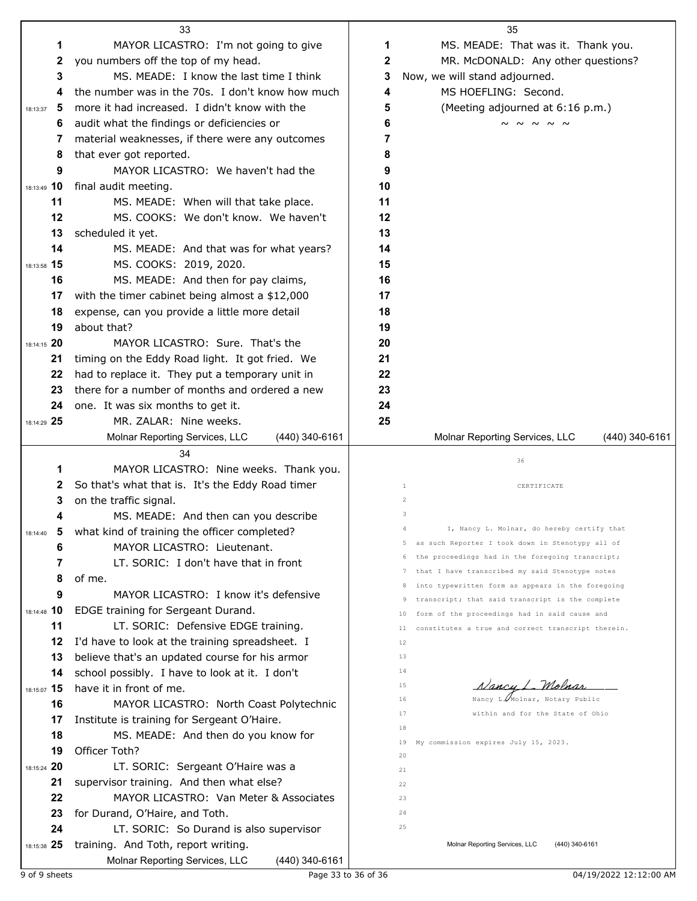MAYOR LICASTRO: I'm not going to give you numbers off the top of my head.

MS. MEADE: I know the last time I think the number was in the 70s. I don't know how much more it had increased. I didn't know with the audit what the findings or deficiencies or material weaknesses, if there were any outcomes that ever got reported.

MAYOR LICASTRO: We haven't had the final audit meeting.

MS. MEADE: When will that take place.

MS. COOKS: We don't know. We haven't scheduled it yet.

MS. MEADE: And that was for what years?

MS. COOKS: 2019, 2020.

MS. MEADE: And then for pay claims, with the timer cabinet being almost a $12,000 expense, can you provide a little more detail about that?

MAYOR LICASTRO: Sure. That's the timing on the Eddy Road light. It got fried. We had to replace it. They put a temporary unit in there for a number of months and ordered a new one. It was six months to get it.

MR. ZALAR: Nine weeks.

MAYOR LICASTRO: Nine weeks. Thank you. So that's what that is. It's the Eddy Road timer on the traffic signal.

MS. MEADE: And then can you describe what kind of training the officer completed?

MAYOR LICASTRO: Lieutenant.

LT. SORIC: I don't have that in front of me.

MAYOR LICASTRO: I know it's defensive EDGE training for Sergeant Durand.

LT. SORIC: Defensive EDGE training. I'd have to look at the training spreadsheet. I believe that's an updated course for his armor school possibly. I have to look at it. I don't have it in front of me.

MAYOR LICASTRO: North Coast Polytechnic Institute is training for Sergeant O'Haire.

MS. MEADE: And then do you know for Officer Toth?

LT. SORIC: Sergeant O'Haire was a supervisor training. And then what else?

MAYOR LICASTRO: Van Meter & Associates for Durand, O'Haire, and Toth.

LT. SORIC: So Durand is also supervisor training. And Toth, report writing.

MS. MEADE: That was it. Thank you.

MR. McDONALD: Any other questions? Now, we will stand adjourned.

MS HOEFLING: Second.

(Meeting adjourned at 6:16 p.m.)

~ ~ ~ ~ ~

CERTIFICATE

I, Nancy L. Molnar, do hereby certify that as such Reporter I took down in Stenotypy all of the proceedings had in the foregoing transcript; that I have transcribed my said Stenotype notes into typewritten form as appears in the foregoing transcript; that said transcript is the complete form of the proceedings had in said cause and constitutes a true and correct transcript therein.

*Nancy L. Molnar*

Nancy L. Molnar, Notary Public
within and for the State of Ohio

My commission expires July 15, 2023.